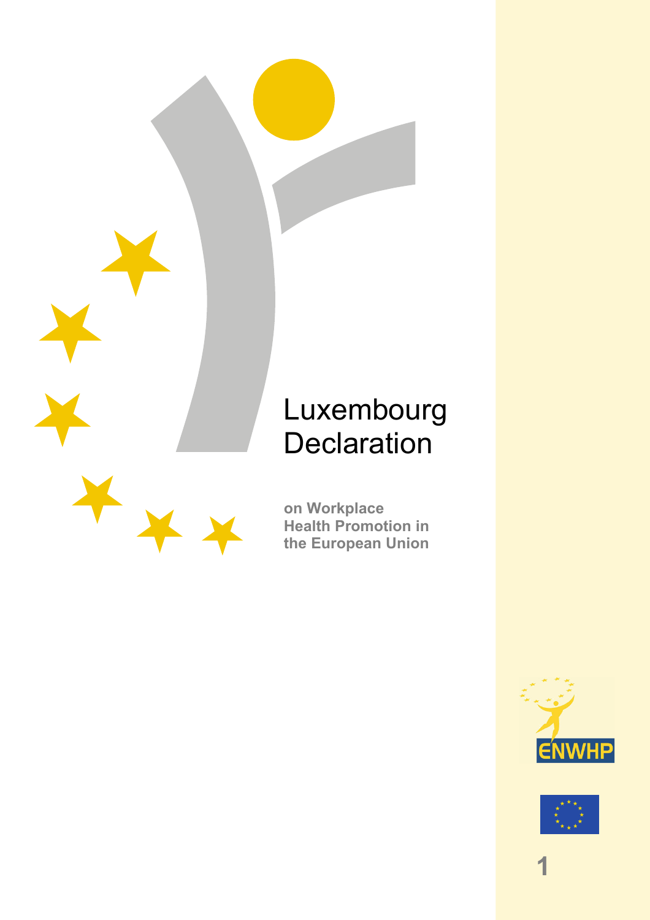# Luxembourg Declaration

**on Workplace Health Promotion in the European Union**

ENWHP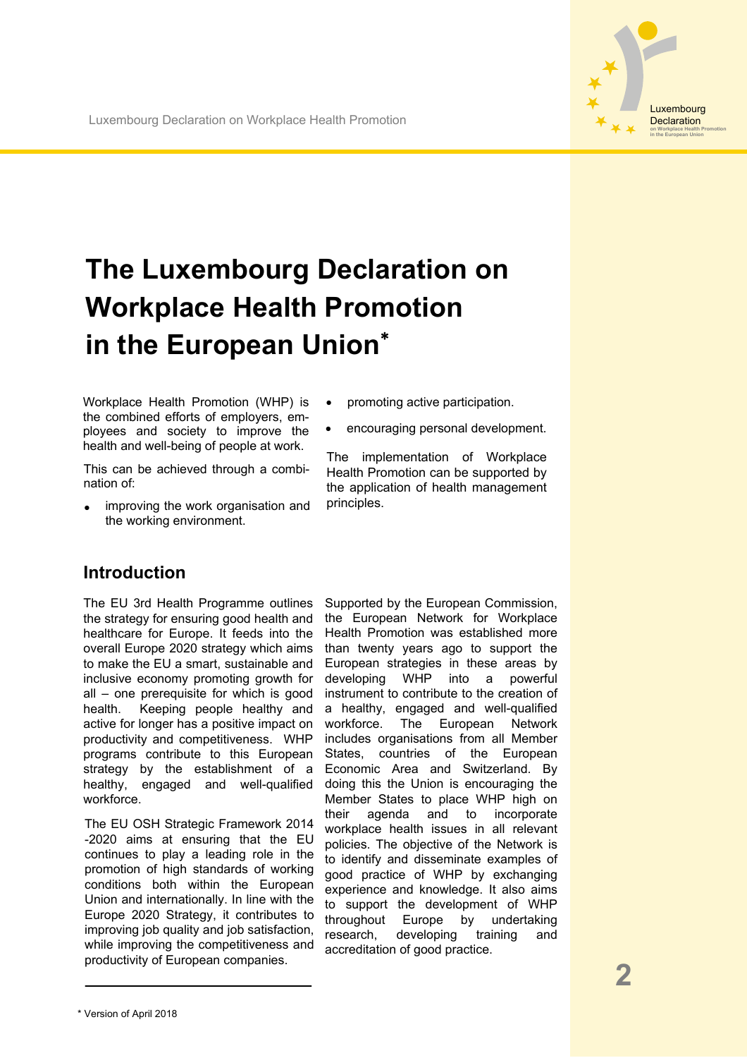# The Luxembourg Declaration on Workplace Health Promotion in the European Union*

Workplace Health Promotion (WHP) is the combined efforts of employers, employees and society to improve the health and well-being of people at work.

This can be achieved through a combination of:

- improving the work organisation and the working environment.
- promoting active participation.
- encouraging personal development.

The implementation of Workplace Health Promotion can be supported by the application of health management principles.

## Introduction

The EU 3rd Health Programme outlines the strategy for ensuring good health and healthcare for Europe. It feeds into the overall Europe 2020 strategy which aims to make the EU a smart, sustainable and inclusive economy promoting growth for all – one prerequisite for which is good health. Keeping people healthy and active for longer has a positive impact on productivity and competitiveness. WHP programs contribute to this European strategy by the establishment of a healthy, engaged and well-qualified workforce.

The EU OSH Strategic Framework 2014 -2020 aims at ensuring that the EU continues to play a leading role in the promotion of high standards of working conditions both within the European Union and internationally. In line with the Europe 2020 Strategy, it contributes to improving job quality and job satisfaction, while improving the competitiveness and productivity of European companies.

Supported by the European Commission, the European Network for Workplace Health Promotion was established more than twenty years ago to support the European strategies in these areas by developing WHP into a powerful instrument to contribute to the creation of a healthy, engaged and well-qualified workforce. The European Network includes organisations from all Member States, countries of the European Economic Area and Switzerland. By doing this the Union is encouraging the Member States to place WHP high on their agenda and to incorporate workplace health issues in all relevant policies. The objective of the Network is to identify and disseminate examples of good practice of WHP by exchanging experience and knowledge. It also aims to support the development of WHP throughout Europe by undertaking research, developing training and accreditation of good practice.

---

* Version of April 2018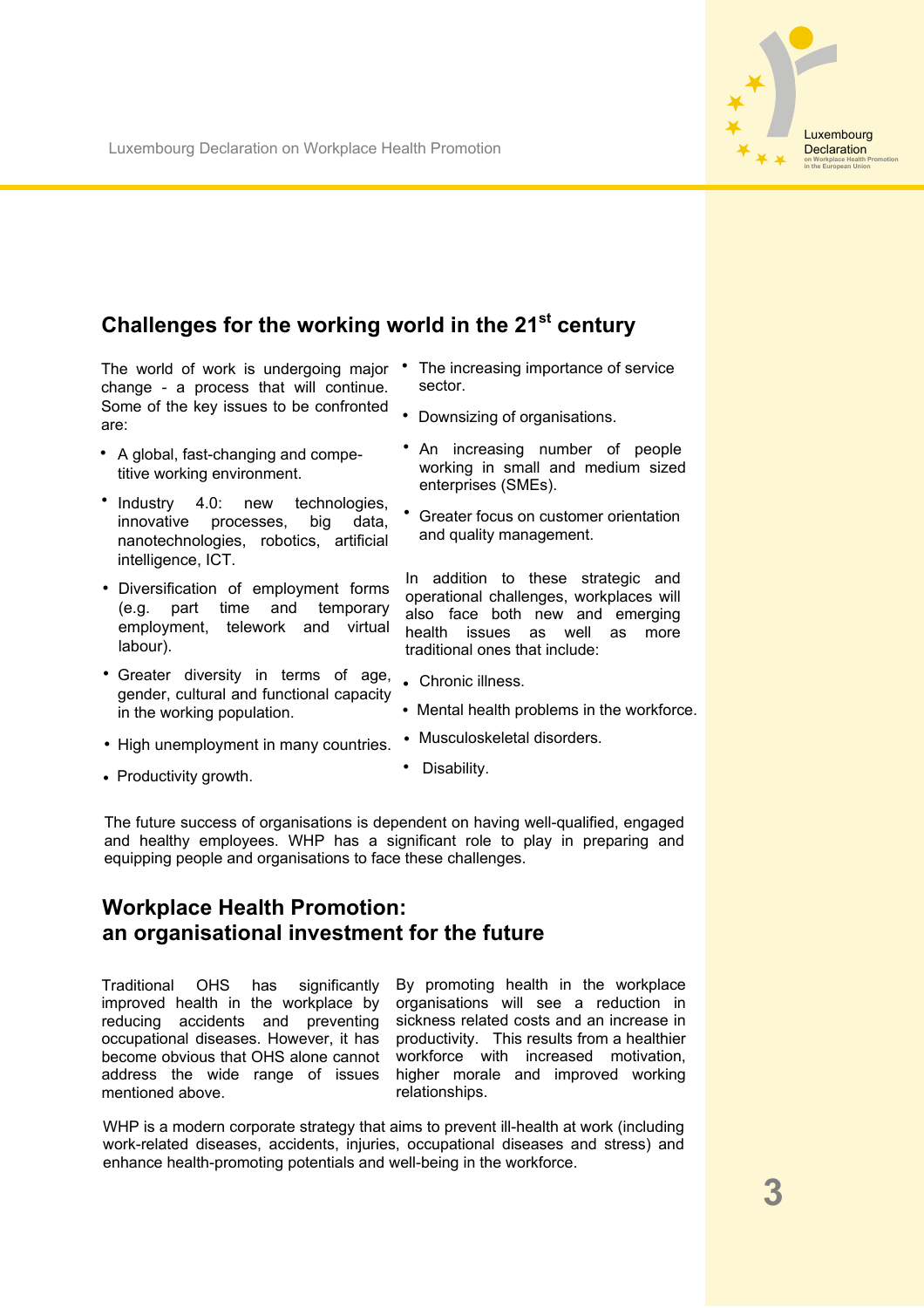## Challenges for the working world in the 21st century

The world of work is undergoing major change - a process that will continue. Some of the key issues to be confronted are:

- A global, fast-changing and competitive working environment.
- Industry 4.0: new technologies, innovative processes, big data, nanotechnologies, robotics, artificial intelligence, ICT.
- Diversification of employment forms (e.g. part time and temporary employment, telework and virtual labour).
- Greater diversity in terms of age, gender, cultural and functional capacity in the working population.
- High unemployment in many countries.
- Productivity growth.
- The increasing importance of service sector.
- Downsizing of organisations.
- An increasing number of people working in small and medium sized enterprises (SMEs).
- Greater focus on customer orientation and quality management.

In addition to these strategic and operational challenges, workplaces will also face both new and emerging health issues as well as more traditional ones that include:

- Chronic illness.
- Mental health problems in the workforce.
- Musculoskeletal disorders.
- Disability.

The future success of organisations is dependent on having well-qualified, engaged and healthy employees. WHP has a significant role to play in preparing and equipping people and organisations to face these challenges.

## Workplace Health Promotion: an organisational investment for the future

Traditional OHS has significantly improved health in the workplace by reducing accidents and preventing occupational diseases. However, it has become obvious that OHS alone cannot address the wide range of issues mentioned above.

By promoting health in the workplace organisations will see a reduction in sickness related costs and an increase in productivity. This results from a healthier workforce with increased motivation, higher morale and improved working relationships.

WHP is a modern corporate strategy that aims to prevent ill-health at work (including work-related diseases, accidents, injuries, occupational diseases and stress) and enhance health-promoting potentials and well-being in the workforce.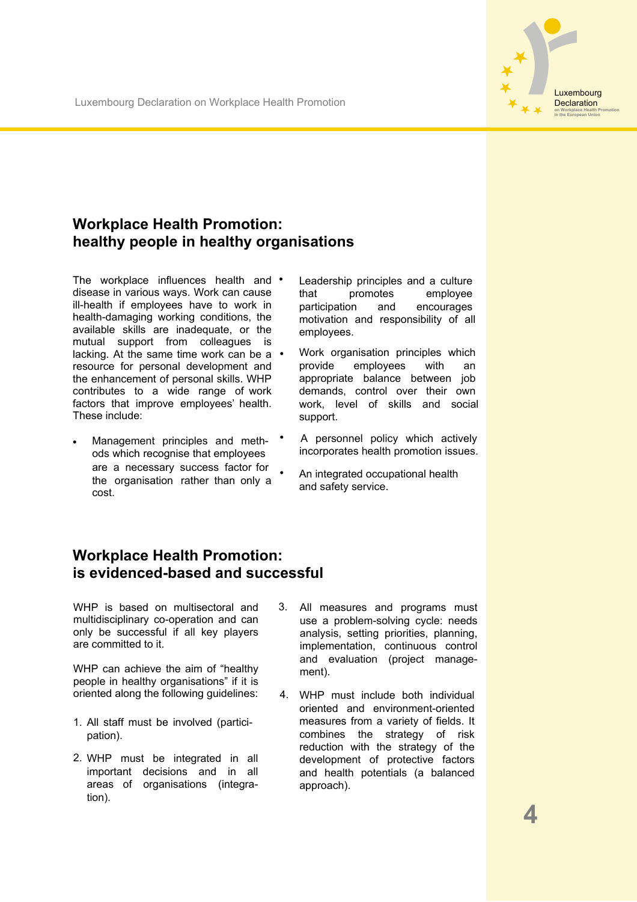## Workplace Health Promotion: healthy people in healthy organisations

The workplace influences health and disease in various ways. Work can cause ill-health if employees have to work in health-damaging working conditions, the available skills are inadequate, or the mutual support from colleagues is lacking. At the same time work can be a resource for personal development and the enhancement of personal skills. WHP contributes to a wide range of work factors that improve employees' health. These include:

- Management principles and methods which recognise that employees are a necessary success factor for the organisation rather than only a cost.
- Leadership principles and a culture that promotes employee participation and encourages motivation and responsibility of all employees.
- Work organisation principles which provide employees with an appropriate balance between job demands, control over their own work, level of skills and social support.
- A personnel policy which actively incorporates health promotion issues.
- An integrated occupational health and safety service.

## Workplace Health Promotion: is evidenced-based and successful

WHP is based on multisectoral and multidisciplinary co-operation and can only be successful if all key players are committed to it.

WHP can achieve the aim of "healthy people in healthy organisations" if it is oriented along the following guidelines:

1. All staff must be involved (participation).
2. WHP must be integrated in all important decisions and in all areas of organisations (integration).
3. All measures and programs must use a problem-solving cycle: needs analysis, setting priorities, planning, implementation, continuous control and evaluation (project management).
4. WHP must include both individual oriented and environment-oriented measures from a variety of fields. It combines the strategy of risk reduction with the strategy of the development of protective factors and health potentials (a balanced approach).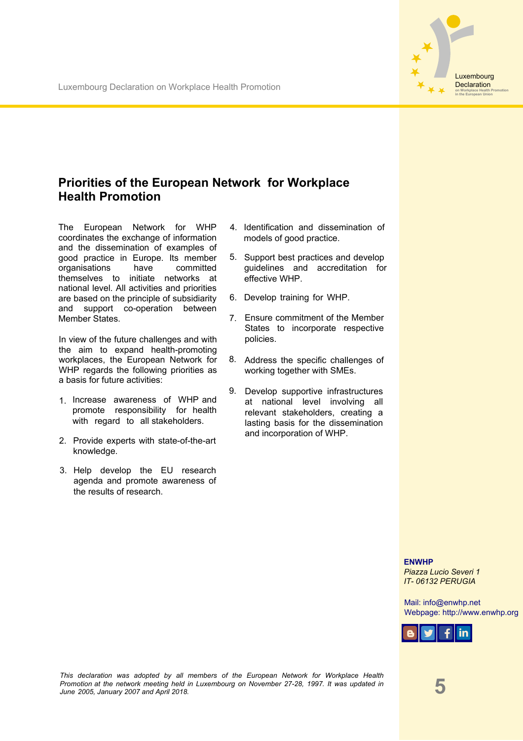## Priorities of the European Network for Workplace Health Promotion

The European Network for WHP coordinates the exchange of information and the dissemination of examples of good practice in Europe. Its member organisations have committed themselves to initiate networks at national level. All activities and priorities are based on the principle of subsidiarity and support co-operation between Member States.

In view of the future challenges and with the aim to expand health-promoting workplaces, the European Network for WHP regards the following priorities as a basis for future activities:

1. Increase awareness of WHP and promote responsibility for health with regard to all stakeholders.
2. Provide experts with state-of-the-art knowledge.
3. Help develop the EU research agenda and promote awareness of the results of research.
4. Identification and dissemination of models of good practice.
5. Support best practices and develop guidelines and accreditation for effective WHP.
6. Develop training for WHP.
7. Ensure commitment of the Member States to incorporate respective policies.
8. Address the specific challenges of working together with SMEs.
9. Develop supportive infrastructures at national level involving all relevant stakeholders, creating a lasting basis for the dissemination and incorporation of WHP.

**ENWHP**
*Piazza Lucio Severi 1*
*IT- 06132 PERUGIA*

Mail: info@enwhp.net
Webpage: http://www.enwhp.org

*This declaration was adopted by all members of the European Network for Workplace Health Promotion at the network meeting held in Luxembourg on November 27-28, 1997. It was updated in June 2005, January 2007 and April 2018.*